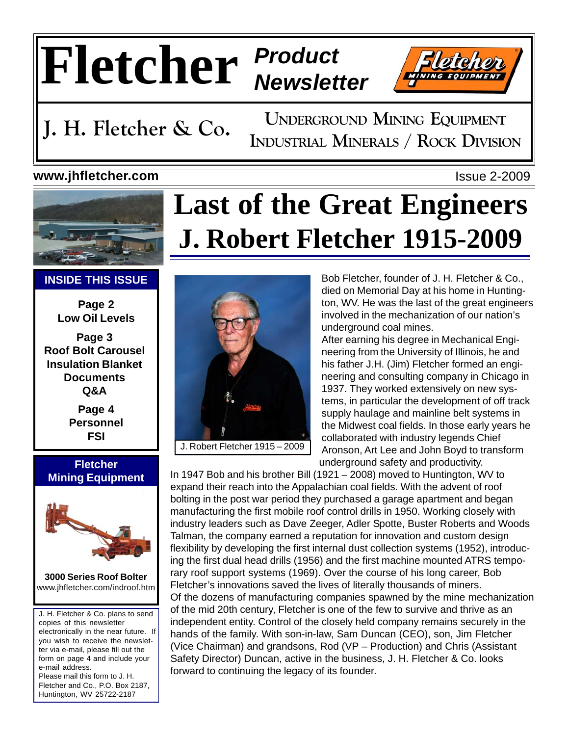# Fletcher *Product Newsletter*

**J. H. Fletcher & Co.**

UNDERGROUND MINING EQUIPMENT
INDUSTRIAL MINERALS / ROCK DIVISION

**www.jhfletcher.com** Issue 2-2009

# Last of the Great Engineers
# J. Robert Fletcher 1915-2009

J. Robert Fletcher 1915 – 2009

Bob Fletcher, founder of J. H. Fletcher & Co., died on Memorial Day at his home in Huntington, WV. He was the last of the great engineers involved in the mechanization of our nation's underground coal mines.

After earning his degree in Mechanical Engineering from the University of Illinois, he and his father J.H. (Jim) Fletcher formed an engineering and consulting company in Chicago in 1937. They worked extensively on new systems, in particular the development of off track supply haulage and mainline belt systems in the Midwest coal fields. In those early years he collaborated with industry legends Chief Aronson, Art Lee and John Boyd to transform underground safety and productivity.

In 1947 Bob and his brother Bill (1921 – 2008) moved to Huntington, WV to expand their reach into the Appalachian coal fields. With the advent of roof bolting in the post war period they purchased a garage apartment and began manufacturing the first mobile roof control drills in 1950. Working closely with industry leaders such as Dave Zeeger, Adler Spotte, Buster Roberts and Woods Talman, the company earned a reputation for innovation and custom design flexibility by developing the first internal dust collection systems (1952), introducing the first dual head drills (1956) and the first machine mounted ATRS temporary roof support systems (1969). Over the course of his long career, Bob Fletcher's innovations saved the lives of literally thousands of miners.

Of the dozens of manufacturing companies spawned by the mine mechanization of the mid 20th century, Fletcher is one of the few to survive and thrive as an independent entity. Control of the closely held company remains securely in the hands of the family. With son-in-law, Sam Duncan (CEO), son, Jim Fletcher (Vice Chairman) and grandsons, Rod (VP – Production) and Chris (Assistant Safety Director) Duncan, active in the business, J. H. Fletcher & Co. looks forward to continuing the legacy of its founder.

---

**INSIDE THIS ISSUE**

**Page 2**
**Low Oil Levels**

**Page 3**
**Roof Bolt Carousel**
**Insulation Blanket**
**Documents**
**Q&A**

**Page 4**
**Personnel**
**FSI**

---

**Fletcher Mining Equipment**

**3000 Series Roof Bolter**
www.jhfletcher.com/indroof.htm

---

J. H. Fletcher & Co. plans to send copies of this newsletter electronically in the near future. If you wish to receive the newsletter via e-mail, please fill out the form on page 4 and include your e-mail address.
Please mail this form to J. H. Fletcher and Co., P.O. Box 2187, Huntington, WV 25722-2187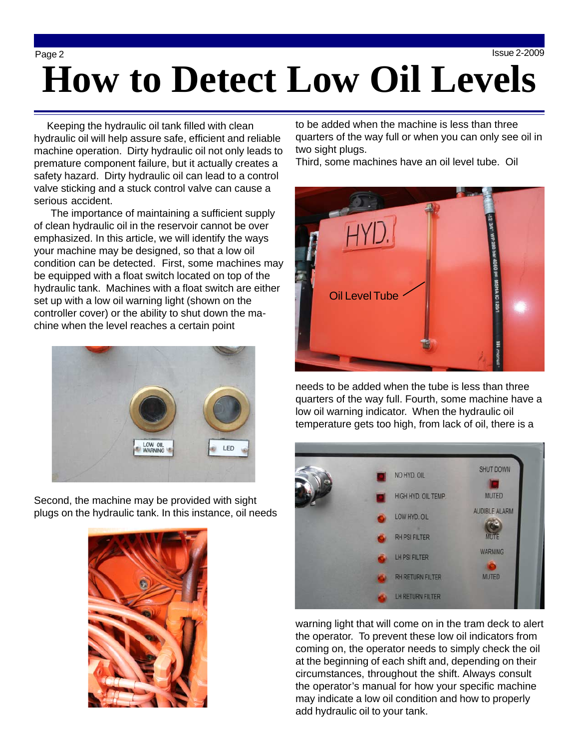# How to Detect Low Oil Levels

Keeping the hydraulic oil tank filled with clean hydraulic oil will help assure safe, efficient and reliable machine operation. Dirty hydraulic oil not only leads to premature component failure, but it actually creates a safety hazard. Dirty hydraulic oil can lead to a control valve sticking and a stuck control valve can cause a serious accident.

The importance of maintaining a sufficient supply of clean hydraulic oil in the reservoir cannot be over emphasized. In this article, we will identify the ways your machine may be designed, so that a low oil condition can be detected. First, some machines may be equipped with a float switch located on top of the hydraulic tank. Machines with a float switch are either set up with a low oil warning light (shown on the controller cover) or the ability to shut down the machine when the level reaches a certain point

Second, the machine may be provided with sight plugs on the hydraulic tank. In this instance, oil needs to be added when the machine is less than three quarters of the way full or when you can only see oil in two sight plugs.

Third, some machines have an oil level tube. Oil needs to be added when the tube is less than three quarters of the way full. Fourth, some machine have a low oil warning indicator. When the hydraulic oil temperature gets too high, from lack of oil, there is a warning light that will come on in the tram deck to alert the operator. To prevent these low oil indicators from coming on, the operator needs to simply check the oil at the beginning of each shift and, depending on their circumstances, throughout the shift. Always consult the operator's manual for how your specific machine may indicate a low oil condition and how to properly add hydraulic oil to your tank.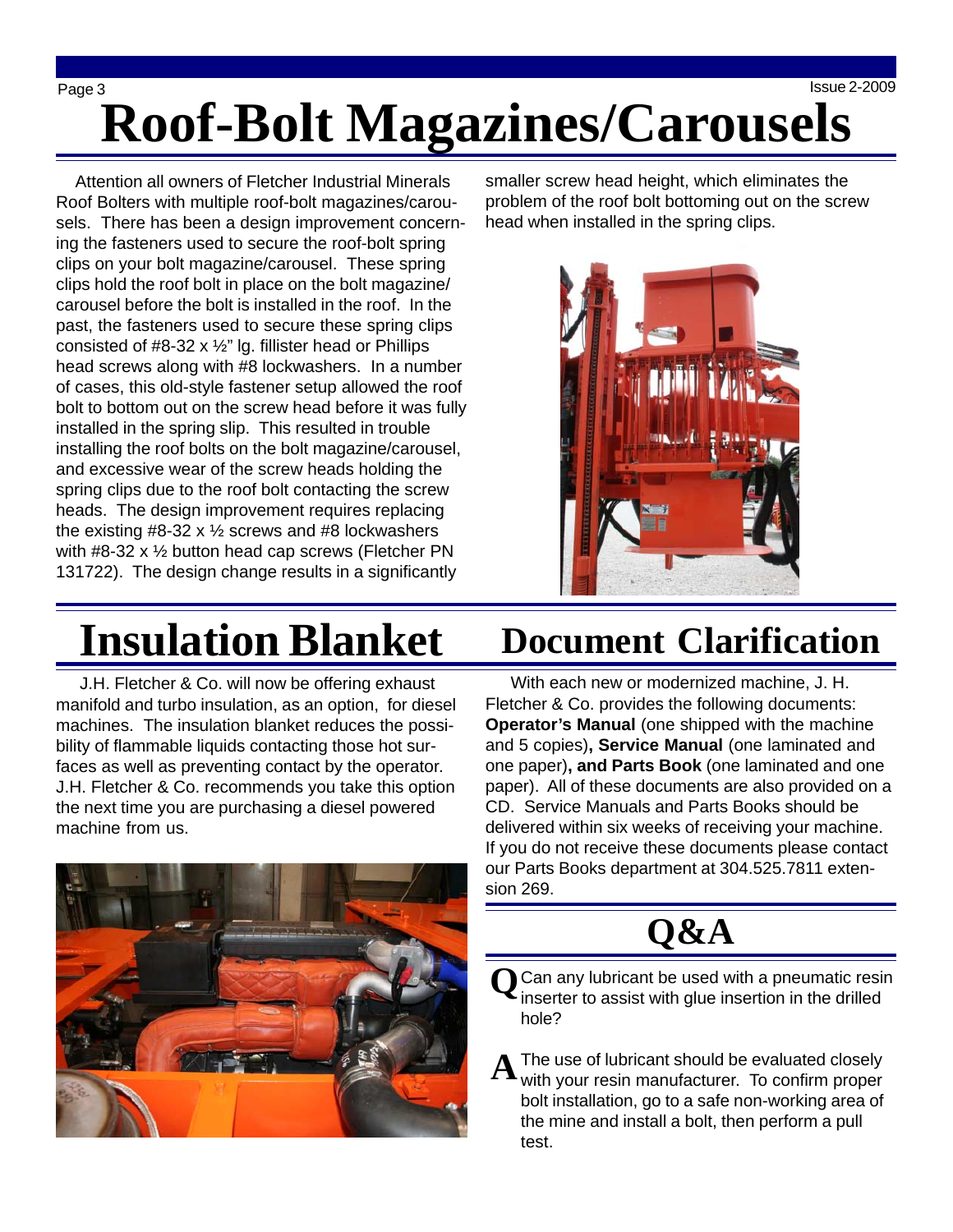# Roof-Bolt Magazines/Carousels

Attention all owners of Fletcher Industrial Minerals Roof Bolters with multiple roof-bolt magazines/carousels. There has been a design improvement concerning the fasteners used to secure the roof-bolt spring clips on your bolt magazine/carousel. These spring clips hold the roof bolt in place on the bolt magazine/carousel before the bolt is installed in the roof. In the past, the fasteners used to secure these spring clips consisted of #8-32 x ½" lg. fillister head or Phillips head screws along with #8 lockwashers. In a number of cases, this old-style fastener setup allowed the roof bolt to bottom out on the screw head before it was fully installed in the spring slip. This resulted in trouble installing the roof bolts on the bolt magazine/carousel, and excessive wear of the screw heads holding the spring clips due to the roof bolt contacting the screw heads. The design improvement requires replacing the existing #8-32 x ½ screws and #8 lockwashers with #8-32 x ½ button head cap screws (Fletcher PN 131722). The design change results in a significantly smaller screw head height, which eliminates the problem of the roof bolt bottoming out on the screw head when installed in the spring clips.

# Insulation Blanket

J.H. Fletcher & Co. will now be offering exhaust manifold and turbo insulation, as an option, for diesel machines. The insulation blanket reduces the possibility of flammable liquids contacting those hot surfaces as well as preventing contact by the operator. J.H. Fletcher & Co. recommends you take this option the next time you are purchasing a diesel powered machine from us.

# Document Clarification

With each new or modernized machine, J. H. Fletcher & Co. provides the following documents: **Operator's Manual** (one shipped with the machine and 5 copies)**, Service Manual** (one laminated and one paper)**, and Parts Book** (one laminated and one paper). All of these documents are also provided on a CD. Service Manuals and Parts Books should be delivered within six weeks of receiving your machine. If you do not receive these documents please contact our Parts Books department at 304.525.7811 extension 269.

# Q&A

**Q** Can any lubricant be used with a pneumatic resin inserter to assist with glue insertion in the drilled hole?

**A** The use of lubricant should be evaluated closely with your resin manufacturer. To confirm proper bolt installation, go to a safe non-working area of the mine and install a bolt, then perform a pull test.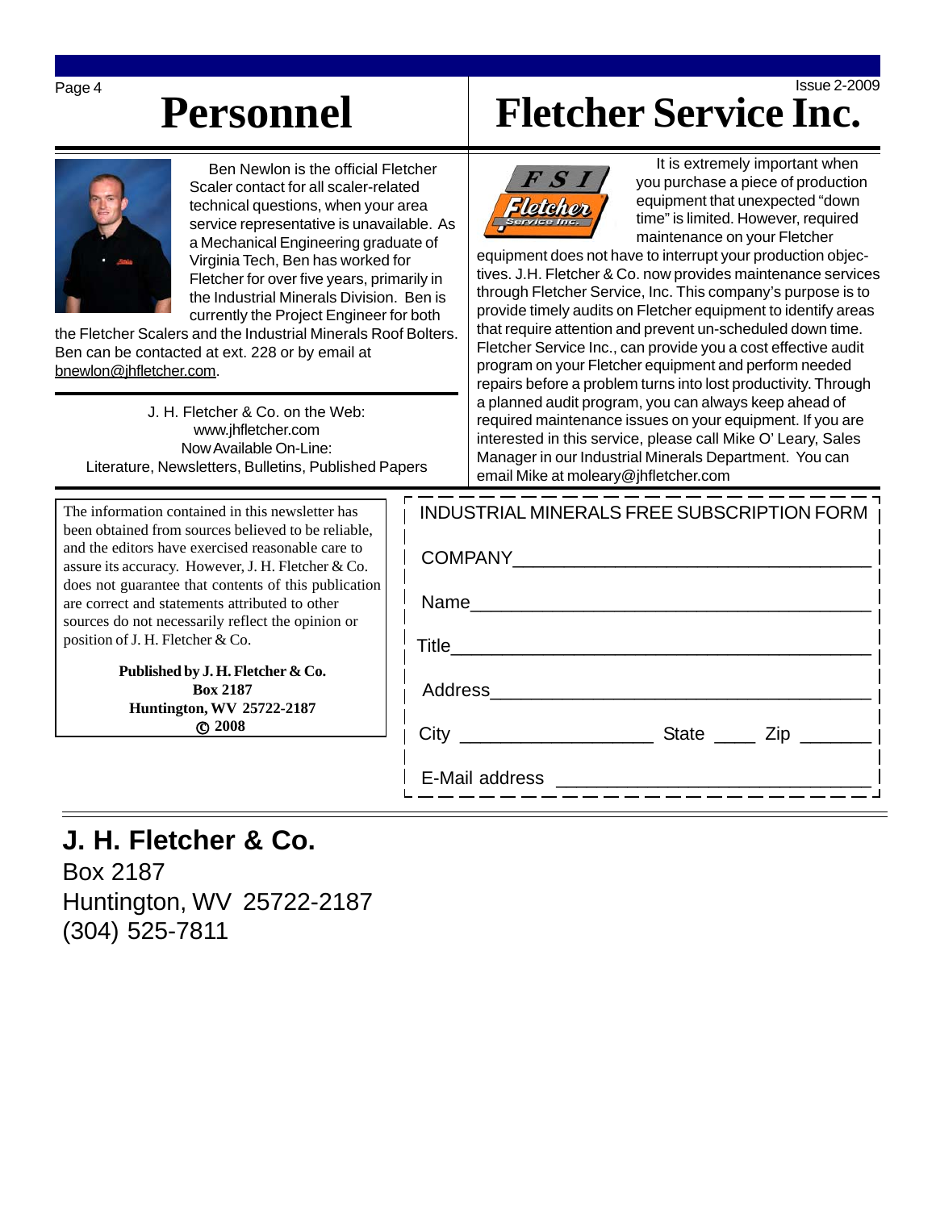# Personnel

Ben Newlon is the official Fletcher Scaler contact for all scaler-related technical questions, when your area service representative is unavailable. As a Mechanical Engineering graduate of Virginia Tech, Ben has worked for Fletcher for over five years, primarily in the Industrial Minerals Division. Ben is currently the Project Engineer for both the Fletcher Scalers and the Industrial Minerals Roof Bolters. Ben can be contacted at ext. 228 or by email at bnewlon@jhfletcher.com.

J. H. Fletcher & Co. on the Web:
www.jhfletcher.com
Now Available On-Line:
Literature, Newsletters, Bulletins, Published Papers

# Fletcher Service Inc.

It is extremely important when you purchase a piece of production equipment that unexpected "down time" is limited. However, required maintenance on your Fletcher equipment does not have to interrupt your production objectives. J.H. Fletcher & Co. now provides maintenance services through Fletcher Service, Inc. This company's purpose is to provide timely audits on Fletcher equipment to identify areas that require attention and prevent un-scheduled down time. Fletcher Service Inc., can provide you a cost effective audit program on your Fletcher equipment and perform needed repairs before a problem turns into lost productivity. Through a planned audit program, you can always keep ahead of required maintenance issues on your equipment. If you are interested in this service, please call Mike O' Leary, Sales Manager in our Industrial Minerals Department. You can email Mike at moleary@jhfletcher.com

The information contained in this newsletter has been obtained from sources believed to be reliable, and the editors have exercised reasonable care to assure its accuracy. However, J. H. Fletcher & Co. does not guarantee that contents of this publication are correct and statements attributed to other sources do not necessarily reflect the opinion or position of J. H. Fletcher & Co.

**Published by J. H. Fletcher & Co.**
**Box 2187**
**Huntington, WV 25722-2187**
**© 2008**

INDUSTRIAL MINERALS FREE SUBSCRIPTION FORM

COMPANY____________________________________

Name_______________________________________

Title________________________________________

Address_____________________________________

City ___________________ State ____ Zip _______

E-Mail address _____________________________

**J. H. Fletcher & Co.**
Box 2187
Huntington, WV 25722-2187
(304) 525-7811